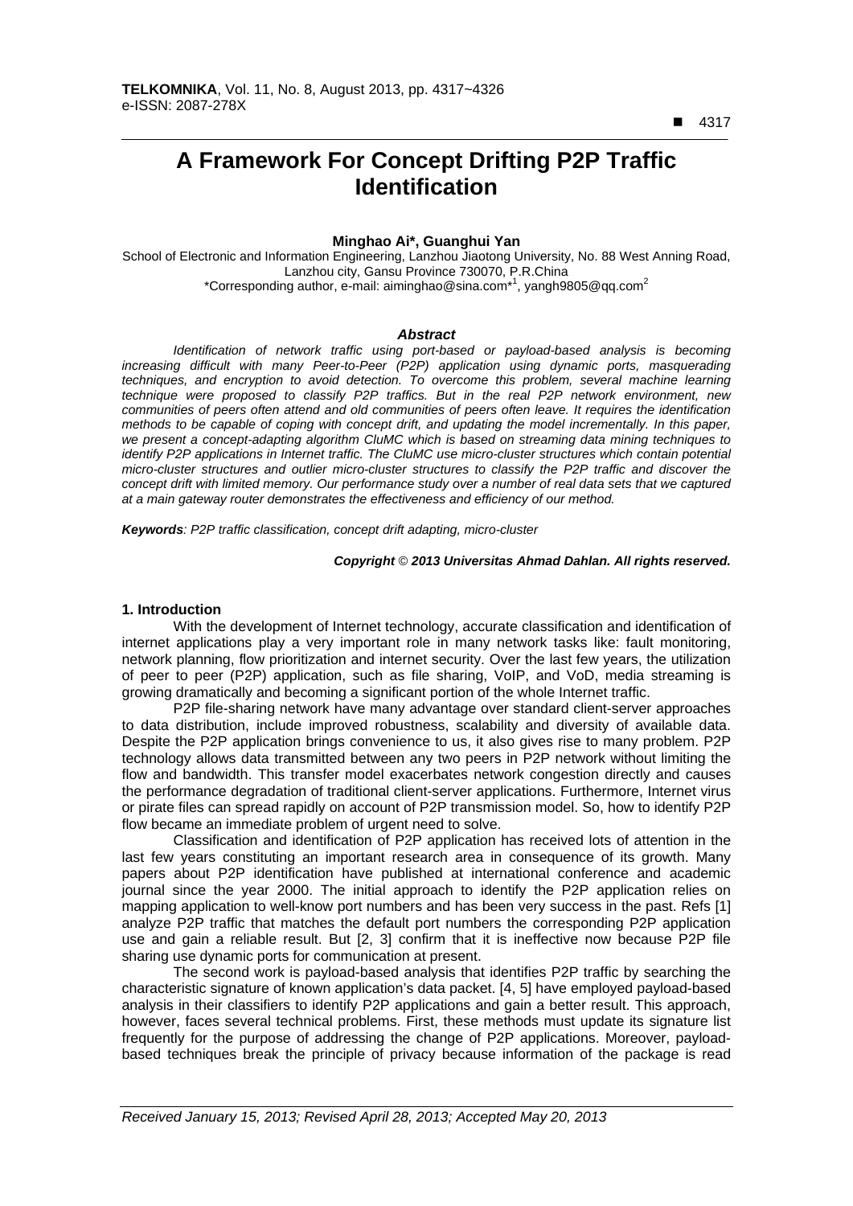# A Framework For Concept Drifting P2P Traffic Identification

**Minghao Ai\*, Guanghui Yan**

School of Electronic and Information Engineering, Lanzhou Jiaotong University, No. 88 West Anning Road, Lanzhou city, Gansu Province 730070, P.R.China

\*Corresponding author, e-mail: aiminghao@sina.com\*[1], yangh9805@qq.com[2]

### *Abstract*

*Identification of network traffic using port-based or payload-based analysis is becoming increasing difficult with many Peer-to-Peer (P2P) application using dynamic ports, masquerading techniques, and encryption to avoid detection. To overcome this problem, several machine learning technique were proposed to classify P2P traffics. But in the real P2P network environment, new communities of peers often attend and old communities of peers often leave. It requires the identification methods to be capable of coping with concept drift, and updating the model incrementally. In this paper, we present a concept-adapting algorithm CluMC which is based on streaming data mining techniques to identify P2P applications in Internet traffic. The CluMC use micro-cluster structures which contain potential micro-cluster structures and outlier micro-cluster structures to classify the P2P traffic and discover the concept drift with limited memory. Our performance study over a number of real data sets that we captured at a main gateway router demonstrates the effectiveness and efficiency of our method.*

***Keywords****: P2P traffic classification, concept drift adapting, micro-cluster*

***Copyright © 2013 Universitas Ahmad Dahlan. All rights reserved.***

## 1. Introduction

With the development of Internet technology, accurate classification and identification of internet applications play a very important role in many network tasks like: fault monitoring, network planning, flow prioritization and internet security. Over the last few years, the utilization of peer to peer (P2P) application, such as file sharing, VoIP, and VoD, media streaming is growing dramatically and becoming a significant portion of the whole Internet traffic.

P2P file-sharing network have many advantage over standard client-server approaches to data distribution, include improved robustness, scalability and diversity of available data. Despite the P2P application brings convenience to us, it also gives rise to many problem. P2P technology allows data transmitted between any two peers in P2P network without limiting the flow and bandwidth. This transfer model exacerbates network congestion directly and causes the performance degradation of traditional client-server applications. Furthermore, Internet virus or pirate files can spread rapidly on account of P2P transmission model. So, how to identify P2P flow became an immediate problem of urgent need to solve.

Classification and identification of P2P application has received lots of attention in the last few years constituting an important research area in consequence of its growth. Many papers about P2P identification have published at international conference and academic journal since the year 2000. The initial approach to identify the P2P application relies on mapping application to well-know port numbers and has been very success in the past. Refs [1] analyze P2P traffic that matches the default port numbers the corresponding P2P application use and gain a reliable result. But [2, 3] confirm that it is ineffective now because P2P file sharing use dynamic ports for communication at present.

The second work is payload-based analysis that identifies P2P traffic by searching the characteristic signature of known application's data packet. [4, 5] have employed payload-based analysis in their classifiers to identify P2P applications and gain a better result. This approach, however, faces several technical problems. First, these methods must update its signature list frequently for the purpose of addressing the change of P2P applications. Moreover, payload-based techniques break the principle of privacy because information of the package is read

*Received January 15, 2013; Revised April 28, 2013; Accepted May 20, 2013*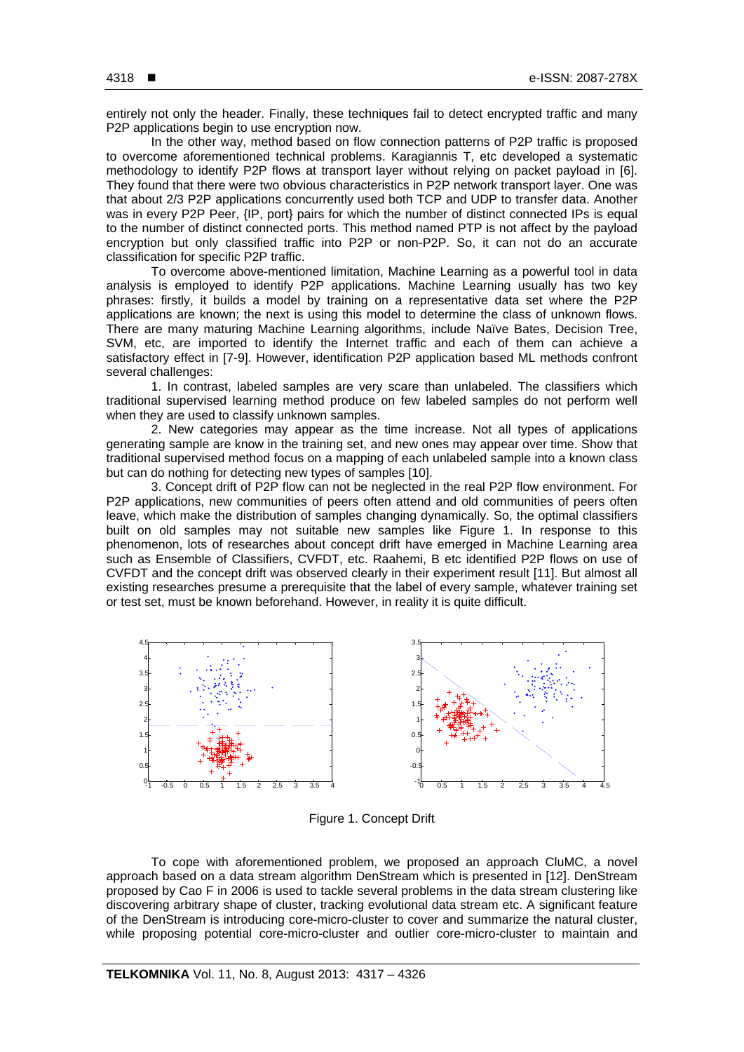entirely not only the header. Finally, these techniques fail to detect encrypted traffic and many P2P applications begin to use encryption now.

In the other way, method based on flow connection patterns of P2P traffic is proposed to overcome aforementioned technical problems. Karagiannis T, etc developed a systematic methodology to identify P2P flows at transport layer without relying on packet payload in [6]. They found that there were two obvious characteristics in P2P network transport layer. One was that about 2/3 P2P applications concurrently used both TCP and UDP to transfer data. Another was in every P2P Peer, {IP, port} pairs for which the number of distinct connected IPs is equal to the number of distinct connected ports. This method named PTP is not affect by the payload encryption but only classified traffic into P2P or non-P2P. So, it can not do an accurate classification for specific P2P traffic.

To overcome above-mentioned limitation, Machine Learning as a powerful tool in data analysis is employed to identify P2P applications. Machine Learning usually has two key phrases: firstly, it builds a model by training on a representative data set where the P2P applications are known; the next is using this model to determine the class of unknown flows. There are many maturing Machine Learning algorithms, include Naïve Bates, Decision Tree, SVM, etc, are imported to identify the Internet traffic and each of them can achieve a satisfactory effect in [7-9]. However, identification P2P application based ML methods confront several challenges:

1. In contrast, labeled samples are very scare than unlabeled. The classifiers which traditional supervised learning method produce on few labeled samples do not perform well when they are used to classify unknown samples.

2. New categories may appear as the time increase. Not all types of applications generating sample are know in the training set, and new ones may appear over time. Show that traditional supervised method focus on a mapping of each unlabeled sample into a known class but can do nothing for detecting new types of samples [10].

3. Concept drift of P2P flow can not be neglected in the real P2P flow environment. For P2P applications, new communities of peers often attend and old communities of peers often leave, which make the distribution of samples changing dynamically. So, the optimal classifiers built on old samples may not suitable new samples like Figure 1. In response to this phenomenon, lots of researches about concept drift have emerged in Machine Learning area such as Ensemble of Classifiers, CVFDT, etc. Raahemi, B etc identified P2P flows on use of CVFDT and the concept drift was observed clearly in their experiment result [11]. But almost all existing researches presume a prerequisite that the label of every sample, whatever training set or test set, must be known beforehand. However, in reality it is quite difficult.

Figure 1. Concept Drift

To cope with aforementioned problem, we proposed an approach CluMC, a novel approach based on a data stream algorithm DenStream which is presented in [12]. DenStream proposed by Cao F in 2006 is used to tackle several problems in the data stream clustering like discovering arbitrary shape of cluster, tracking evolutional data stream etc. A significant feature of the DenStream is introducing core-micro-cluster to cover and summarize the natural cluster, while proposing potential core-micro-cluster and outlier core-micro-cluster to maintain and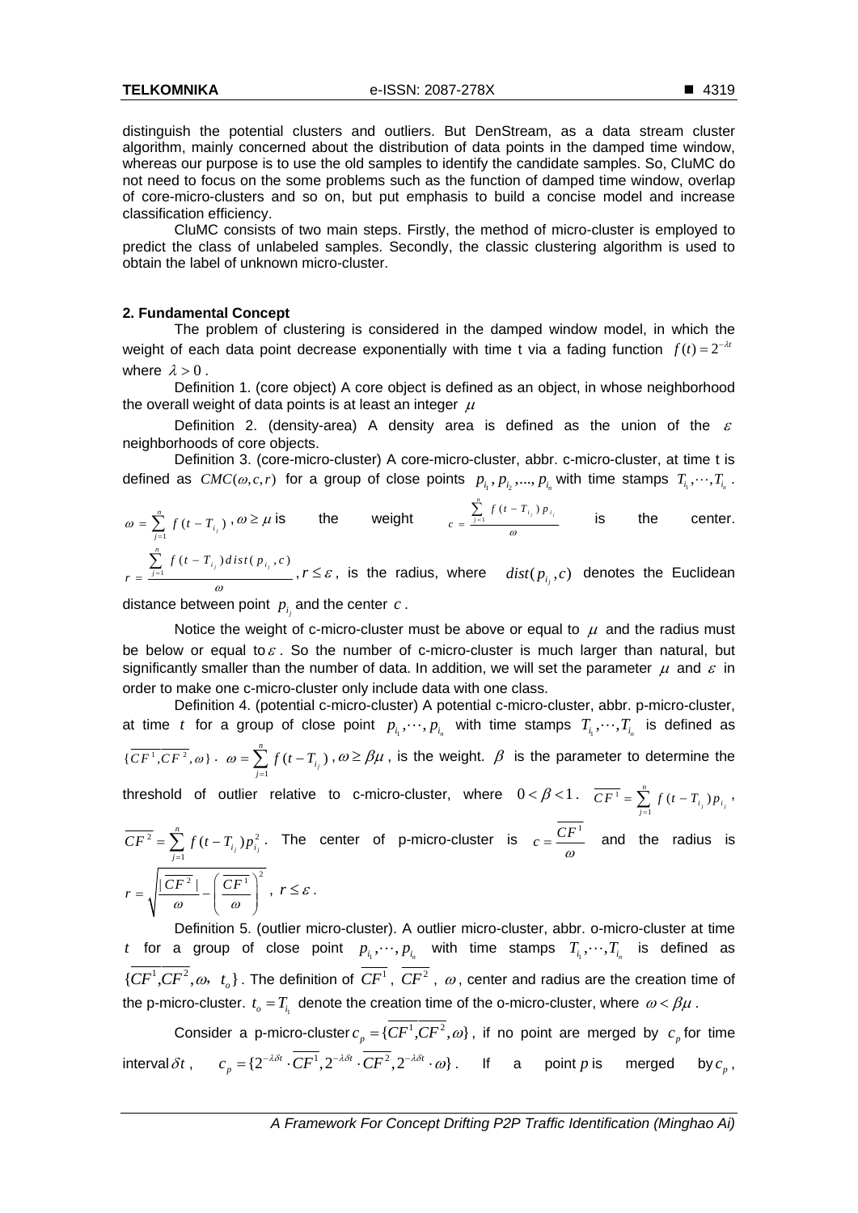distinguish the potential clusters and outliers. But DenStream, as a data stream cluster algorithm, mainly concerned about the distribution of data points in the damped time window, whereas our purpose is to use the old samples to identify the candidate samples. So, CluMC do not need to focus on the some problems such as the function of damped time window, overlap of core-micro-clusters and so on, but put emphasis to build a concise model and increase classification efficiency.

CluMC consists of two main steps. Firstly, the method of micro-cluster is employed to predict the class of unlabeled samples. Secondly, the classic clustering algorithm is used to obtain the label of unknown micro-cluster.

## 2. Fundamental Concept

The problem of clustering is considered in the damped window model, in which the weight of each data point decrease exponentially with time t via a fading function $f(t) = 2^{-\lambda t}$ where $\lambda > 0$.

Definition 1. (core object) A core object is defined as an object, in whose neighborhood the overall weight of data points is at least an integer $\mu$

Definition 2. (density-area) A density area is defined as the union of the $\varepsilon$ neighborhoods of core objects.

Definition 3. (core-micro-cluster) A core-micro-cluster, abbr. c-micro-cluster, at time t is defined as $CMC(\omega, c, r)$ for a group of close points $p_{i_1}, p_{i_2}, ..., p_{i_n}$ with time stamps $T_{i_1}, \cdots, T_{i_n}$.

$\omega = \sum_{j=1}^{n} f(t - T_{i_j})$, $\omega \geq \mu$ is the weight $c = \frac{\sum_{j=1}^{n} f(t - T_{i_j}) p_{i_j}}{\omega}$ is the center. $r = \frac{\sum_{j=1}^{n} f(t - T_{i_j}) dist(p_{i_j}, c)}{\omega}$, $r \leq \varepsilon$, is the radius, where $dist(p_{i_j}, c)$ denotes the Euclidean distance between point $p_{i_j}$ and the center $c$.

Notice the weight of c-micro-cluster must be above or equal to $\mu$ and the radius must be below or equal to $\varepsilon$. So the number of c-micro-cluster is much larger than natural, but significantly smaller than the number of data. In addition, we will set the parameter $\mu$ and $\varepsilon$ in order to make one c-micro-cluster only include data with one class.

Definition 4. (potential c-micro-cluster) A potential c-micro-cluster, abbr. p-micro-cluster, at time $t$ for a group of close point $p_{i_1}, \cdots, p_{i_n}$ with time stamps $T_{i_1}, \cdots, T_{i_n}$ is defined as $\{\overline{CF^1}, \overline{CF^2}, \omega\}$. $\omega = \sum_{j=1}^{n} f(t - T_{i_j})$, $\omega \geq \beta\mu$, is the weight. $\beta$ is the parameter to determine the threshold of outlier relative to c-micro-cluster, where $0 < \beta < 1$. $\overline{CF^1} = \sum_{j=1}^{n} f(t - T_{i_j}) p_{i_j}$, $\overline{CF^2} = \sum_{j=1}^{n} f(t - T_{i_j}) p_{i_j}^2$. The center of p-micro-cluster is $c = \frac{\overline{CF^1}}{\omega}$ and the radius is $r = \sqrt{\frac{|\overline{CF^2}|}{\omega} - \left(\frac{\overline{CF^1}}{\omega}\right)^2}$, $r \leq \varepsilon$.

Definition 5. (outlier micro-cluster). A outlier micro-cluster, abbr. o-micro-cluster at time $t$ for a group of close point $p_{i_1}, \cdots, p_{i_n}$ with time stamps $T_{i_1}, \cdots, T_{i_n}$ is defined as $\{\overline{CF^1}, \overline{CF^2}, \omega, t_o\}$. The definition of $\overline{CF^1}$, $\overline{CF^2}$, $\omega$, center and radius are the creation time of the p-micro-cluster. $t_o = T_{i_1}$ denote the creation time of the o-micro-cluster, where $\omega < \beta\mu$.

Consider a p-micro-cluster $c_p = \{\overline{CF^1}, \overline{CF^2}, \omega\}$, if no point are merged by $c_p$ for time interval $\delta t$, $c_p = \{2^{-\lambda\delta t} \cdot \overline{CF^1}, 2^{-\lambda\delta t} \cdot \overline{CF^2}, 2^{-\lambda\delta t} \cdot \omega\}$. If a point $p$ is merged by $c_p$,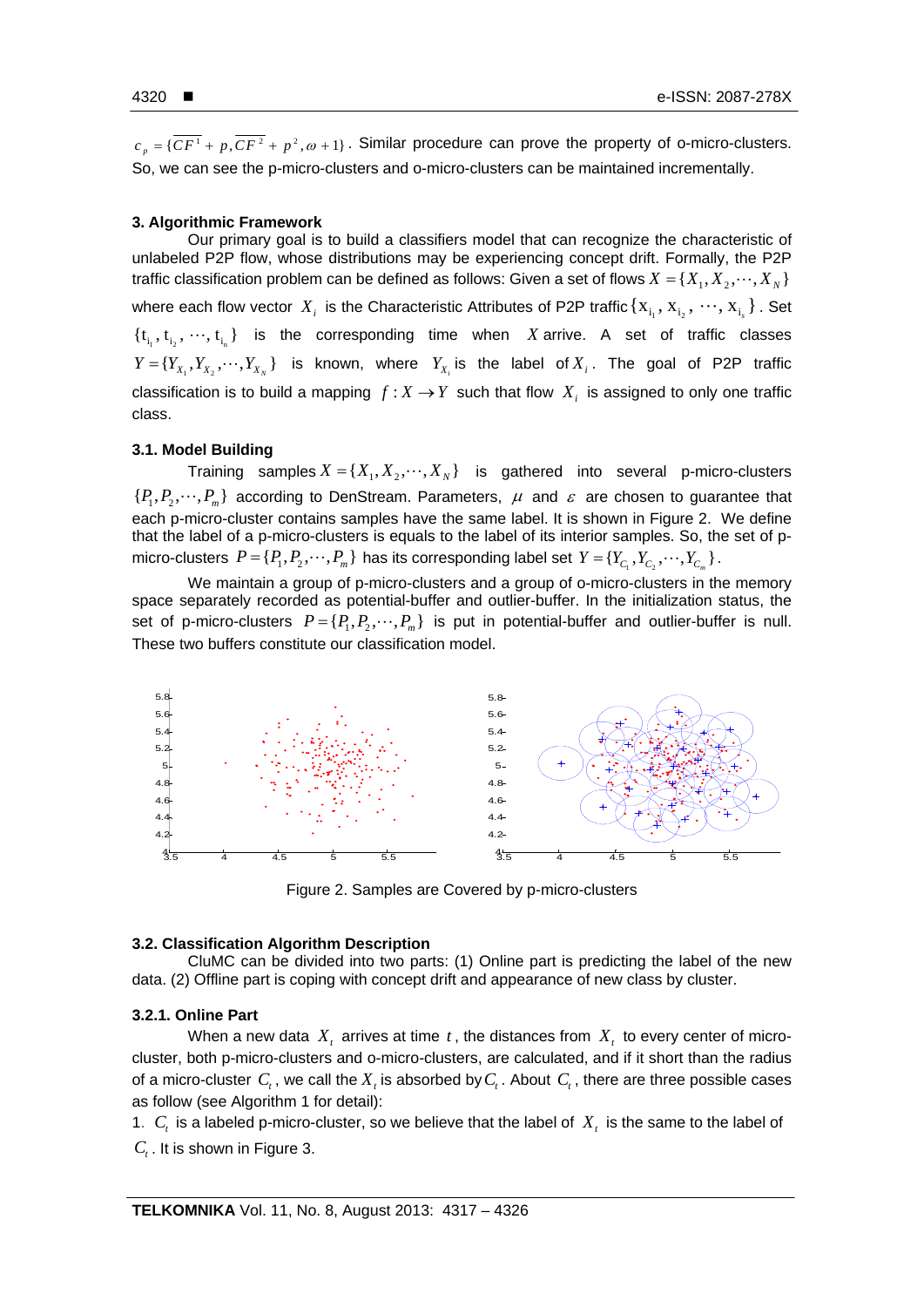$c_p = \{\overline{CF^1} + p, \overline{CF^2} + p^2, \omega + 1\}$. Similar procedure can prove the property of o-micro-clusters. So, we can see the p-micro-clusters and o-micro-clusters can be maintained incrementally.

## 3. Algorithmic Framework

Our primary goal is to build a classifiers model that can recognize the characteristic of unlabeled P2P flow, whose distributions may be experiencing concept drift. Formally, the P2P traffic classification problem can be defined as follows: Given a set of flows $X = \{X_1, X_2, \cdots, X_N\}$ where each flow vector $X_i$ is the Characteristic Attributes of P2P traffic $\{x_{i_1}, x_{i_2}, \cdots, x_{i_s}\}$. Set $\{t_{i_1}, t_{i_2}, \cdots, t_{i_n}\}$ is the corresponding time when $X$ arrive. A set of traffic classes $Y = \{Y_{X_1}, Y_{X_2}, \cdots, Y_{X_N}\}$ is known, where $Y_{X_i}$ is the label of $X_i$. The goal of P2P traffic classification is to build a mapping $f: X \rightarrow Y$ such that flow $X_i$ is assigned to only one traffic class.

### 3.1. Model Building

Training samples $X = \{X_1, X_2, \cdots, X_N\}$ is gathered into several p-micro-clusters $\{P_1, P_2, \cdots, P_m\}$ according to DenStream. Parameters, $\mu$ and $\varepsilon$ are chosen to guarantee that each p-micro-cluster contains samples have the same label. It is shown in Figure 2. We define that the label of a p-micro-clusters is equals to the label of its interior samples. So, the set of p-micro-clusters $P = \{P_1, P_2, \cdots, P_m\}$ has its corresponding label set $Y = \{Y_{C_1}, Y_{C_2}, \cdots, Y_{C_m}\}$.

We maintain a group of p-micro-clusters and a group of o-micro-clusters in the memory space separately recorded as potential-buffer and outlier-buffer. In the initialization status, the set of p-micro-clusters $P = \{P_1, P_2, \cdots, P_m\}$ is put in potential-buffer and outlier-buffer is null. These two buffers constitute our classification model.

Figure 2. Samples are Covered by p-micro-clusters

### 3.2. Classification Algorithm Description

CluMC can be divided into two parts: (1) Online part is predicting the label of the new data. (2) Offline part is coping with concept drift and appearance of new class by cluster.

#### 3.2.1. Online Part

When a new data $X_t$ arrives at time $t$, the distances from $X_t$ to every center of micro-cluster, both p-micro-clusters and o-micro-clusters, are calculated, and if it short than the radius of a micro-cluster $C_t$, we call the $X_t$ is absorbed by $C_t$. About $C_t$, there are three possible cases as follow (see Algorithm 1 for detail):

1. $C_t$ is a labeled p-micro-cluster, so we believe that the label of $X_t$ is the same to the label of $C_t$. It is shown in Figure 3.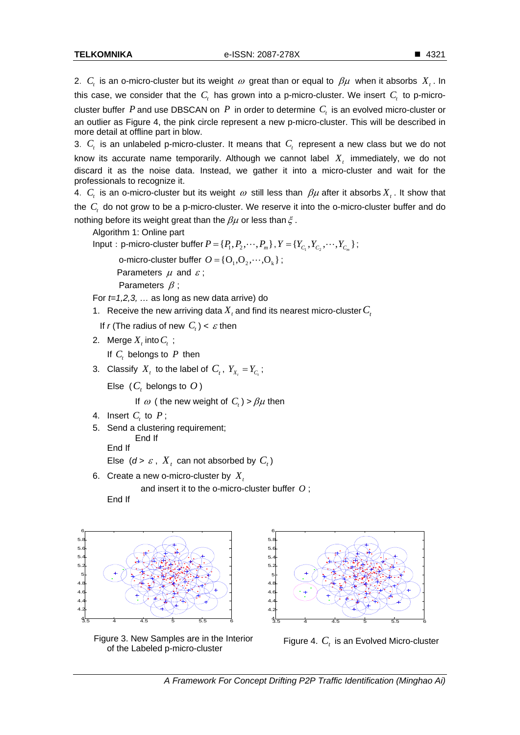2. $C_t$ is an o-micro-cluster but its weight $\omega$ great than or equal to $\beta\mu$ when it absorbs $X_t$. In this case, we consider that the $C_t$ has grown into a p-micro-cluster. We insert $C_t$ to p-micro-cluster buffer $P$ and use DBSCAN on $P$ in order to determine $C_t$ is an evolved micro-cluster or an outlier as Figure 4, the pink circle represent a new p-micro-cluster. This will be described in more detail at offline part in blow.

3. $C_t$ is an unlabeled p-micro-cluster. It means that $C_t$ represent a new class but we do not know its accurate name temporarily. Although we cannot label $X_t$ immediately, we do not discard it as the noise data. Instead, we gather it into a micro-cluster and wait for the professionals to recognize it.

4. $C_t$ is an o-micro-cluster but its weight $\omega$ still less than $\beta\mu$ after it absorbs $X_t$. It show that the $C_t$ do not grow to be a p-micro-cluster. We reserve it into the o-micro-cluster buffer and do nothing before its weight great than the $\beta\mu$ or less than $\xi$.

Algorithm 1: Online part

Input：p-micro-cluster buffer $P = \{P_1, P_2, \cdots, P_m\}$, $Y = \{Y_{C_1}, Y_{C_2}, \cdots, Y_{C_m}\}$;

o-micro-cluster buffer $O = \{O_1, O_2, \cdots, O_k\}$;

Parameters $\mu$ and $\varepsilon$;

Parameters $\beta$;

For *t=1,2,3, …* as long as new data arrive) do

1. Receive the new arriving data $X_t$ and find its nearest micro-cluster $C_t$

   If *r* (The radius of new $C_t$) < $\varepsilon$ then

2. Merge $X_t$ into $C_t$ ;

   If $C_t$ belongs to $P$ then

3. Classify $X_t$ to the label of $C_t$, $Y_{X_t} = Y_{C_t}$;

   Else ($C_t$ belongs to $O$)

   If $\omega$ ( the new weight of $C_t$) > $\beta\mu$ then

4. Insert $C_t$ to $P$;

5. Send a clustering requirement;

   End If

   End If

   Else (*d* > $\varepsilon$, $X_t$ can not absorbed by $C_t$)

6. Create a new o-micro-cluster by $X_t$

   and insert it to the o-micro-cluster buffer $O$;

   End If

Figure 3. New Samples are in the Interior of the Labeled p-micro-cluster

Figure 4. $C_t$ is an Evolved Micro-cluster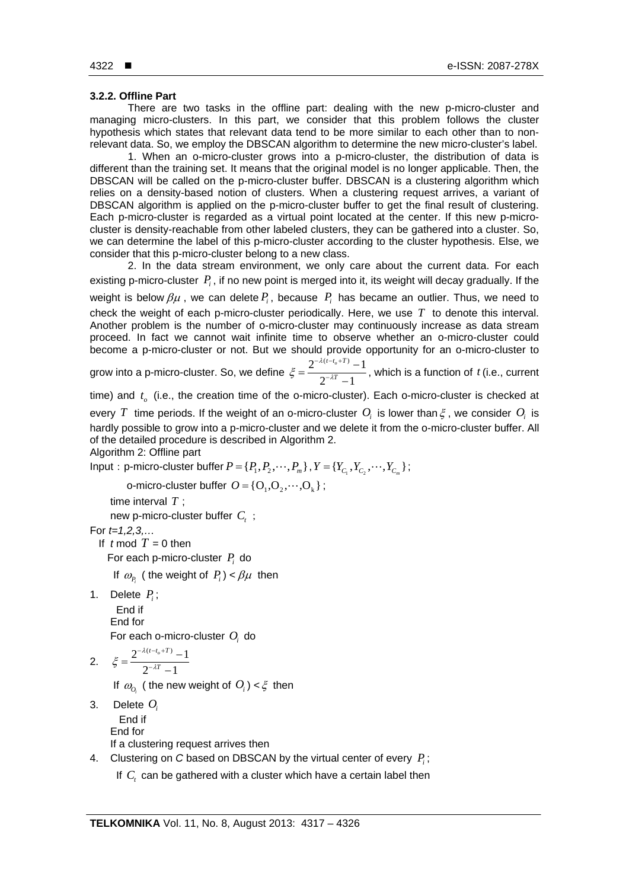### 3.2.2. Offline Part

There are two tasks in the offline part: dealing with the new p-micro-cluster and managing micro-clusters. In this part, we consider that this problem follows the cluster hypothesis which states that relevant data tend to be more similar to each other than to non-relevant data. So, we employ the DBSCAN algorithm to determine the new micro-cluster's label.

1. When an o-micro-cluster grows into a p-micro-cluster, the distribution of data is different than the training set. It means that the original model is no longer applicable. Then, the DBSCAN will be called on the p-micro-cluster buffer. DBSCAN is a clustering algorithm which relies on a density-based notion of clusters. When a clustering request arrives, a variant of DBSCAN algorithm is applied on the p-micro-cluster buffer to get the final result of clustering. Each p-micro-cluster is regarded as a virtual point located at the center. If this new p-micro-cluster is density-reachable from other labeled clusters, they can be gathered into a cluster. So, we can determine the label of this p-micro-cluster according to the cluster hypothesis. Else, we consider that this p-micro-cluster belong to a new class.

2. In the data stream environment, we only care about the current data. For each existing p-micro-cluster $P_i$, if no new point is merged into it, its weight will decay gradually. If the weight is below $\beta\mu$, we can delete $P_i$, because $P_i$ has became an outlier. Thus, we need to check the weight of each p-micro-cluster periodically. Here, we use $T$ to denote this interval. Another problem is the number of o-micro-cluster may continuously increase as data stream proceed. In fact we cannot wait infinite time to observe whether an o-micro-cluster could become a p-micro-cluster or not. But we should provide opportunity for an o-micro-cluster to grow into a p-micro-cluster. So, we define $\xi = \frac{2^{-\lambda(t-t_o+T)}-1}{2^{-\lambda T}-1}$, which is a function of $t$ (i.e., current time) and $t_o$ (i.e., the creation time of the o-micro-cluster). Each o-micro-cluster is checked at every $T$ time periods. If the weight of an o-micro-cluster $O_i$ is lower than $\xi$, we consider $O_i$ is hardly possible to grow into a p-micro-cluster and we delete it from the o-micro-cluster buffer. All of the detailed procedure is described in Algorithm 2.

Algorithm 2: Offline part

Input : p-micro-cluster buffer $P = \{P_1, P_2, \cdots, P_m\}$, $Y = \{Y_{C_1}, Y_{C_2}, \cdots, Y_{C_m}\}$;

o-micro-cluster buffer $O = \{O_1, O_2, \cdots, O_k\}$;

time interval $T$ ;

new p-micro-cluster buffer $C_t$ ;

For *t=1,2,3,…*

If $t$ mod $T$ = 0 then

For each p-micro-cluster $P_i$ do

If $\omega_{P_i}$ ( the weight of $P_i$) < $\beta\mu$ then

1. Delete $P_i$;

End if

End for

For each o-micro-cluster $O_i$ do

2. $\xi = \frac{2^{-\lambda(t-t_o+T)}-1}{2^{-\lambda T}-1}$

If $\omega_{O_i}$ ( the new weight of $O_i$) < $\xi$ then

3. Delete $O_i$

End if

End for

If a clustering request arrives then

4. Clustering on *C* based on DBSCAN by the virtual center of every $P_i$;

If $C_t$ can be gathered with a cluster which have a certain label then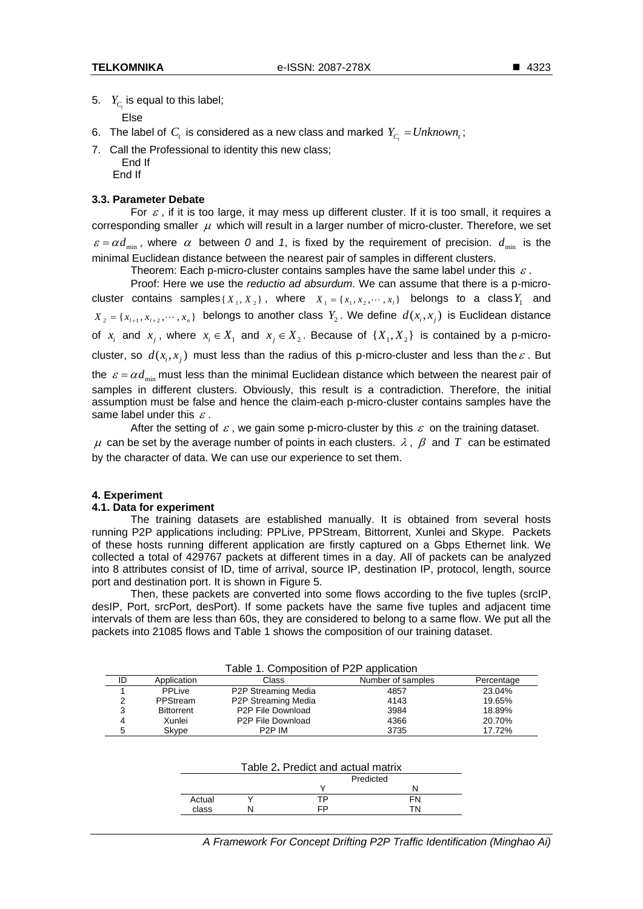5. $Y_{C_t}$ is equal to this label;

   Else

6. The label of $C_t$ is considered as a new class and marked $Y_{C_t} = Unknown_t$;
7. Call the Professional to identity this new class;

   End If

   End If

### 3.3. Parameter Debate

For $\varepsilon$, if it is too large, it may mess up different cluster. If it is too small, it requires a corresponding smaller $\mu$ which will result in a larger number of micro-cluster. Therefore, we set $\varepsilon = \alpha d_{\min}$, where $\alpha$ between *0* and *1*, is fixed by the requirement of precision. $d_{\min}$ is the minimal Euclidean distance between the nearest pair of samples in different clusters.

Theorem: Each p-micro-cluster contains samples have the same label under this $\varepsilon$.

Proof: Here we use the *reductio ad absurdum*. We can assume that there is a p-micro-cluster contains samples $\{X_1, X_2\}$, where $X_1 = \{x_1, x_2, \cdots, x_l\}$ belongs to a class $Y_1$ and $X_2 = \{x_{l+1}, x_{l+2}, \cdots, x_n\}$ belongs to another class $Y_2$. We define $d(x_i, x_j)$ is Euclidean distance of $x_i$ and $x_j$, where $x_i \in X_1$ and $x_j \in X_2$. Because of $\{X_1, X_2\}$ is contained by a p-micro-cluster, so $d(x_i, x_j)$ must less than the radius of this p-micro-cluster and less than the $\varepsilon$. But the $\varepsilon = \alpha d_{\min}$ must less than the minimal Euclidean distance which between the nearest pair of samples in different clusters. Obviously, this result is a contradiction. Therefore, the initial assumption must be false and hence the claim-each p-micro-cluster contains samples have the same label under this $\varepsilon$.

After the setting of $\varepsilon$, we gain some p-micro-cluster by this $\varepsilon$ on the training dataset. $\mu$ can be set by the average number of points in each clusters. $\lambda$, $\beta$ and $T$ can be estimated by the character of data. We can use our experience to set them.

## 4. Experiment

### 4.1. Data for experiment

The training datasets are established manually. It is obtained from several hosts running P2P applications including: PPLive, PPStream, Bittorrent, Xunlei and Skype. Packets of these hosts running different application are firstly captured on a Gbps Ethernet link. We collected a total of 429767 packets at different times in a day. All of packets can be analyzed into 8 attributes consist of ID, time of arrival, source IP, destination IP, protocol, length, source port and destination port. It is shown in Figure 5.

Then, these packets are converted into some flows according to the five tuples (srcIP, desIP, Port, srcPort, desPort). If some packets have the same five tuples and adjacent time intervals of them are less than 60s, they are considered to belong to a same flow. We put all the packets into 21085 flows and Table 1 shows the composition of our training dataset.

Table 1. Composition of P2P application

| ID | Application | Class | Number of samples | Percentage |
|---|---|---|---|---|
| 1 | PPLive | P2P Streaming Media | 4857 | 23.04% |
| 2 | PPStream | P2P Streaming Media | 4143 | 19.65% |
| 3 | Bittorrent | P2P File Download | 3984 | 18.89% |
| 4 | Xunlei | P2P File Download | 4366 | 20.70% |
| 5 | Skype | P2P IM | 3735 | 17.72% |

Table 2. Predict and actual matrix

| | | Predicted | |
|---|---|---|---|
| | | Y | N |
| Actual | Y | TP | FN |
| class | N | FP | TN |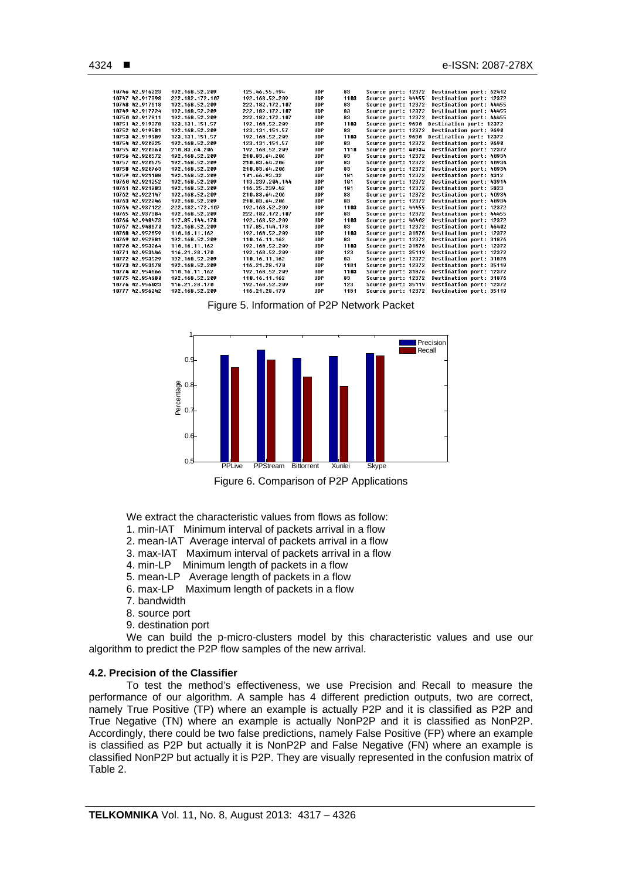| | | | | | | |
|---|---|---|---|---|---|---|
| 10746 | 42.916223 | 192.168.52.209 | 125.46.55.194 | UDP | 83 | Source port: 12372 Destination port: 62412 |
| 10747 | 42.917398 | 222.182.172.187 | 192.168.52.209 | UDP | 1103 | Source port: 44455 Destination port: 12372 |
| 10748 | 42.917618 | 192.168.52.209 | 222.182.172.187 | UDP | 83 | Source port: 12372 Destination port: 44455 |
| 10749 | 42.917724 | 192.168.52.209 | 222.182.172.187 | UDP | 83 | Source port: 12372 Destination port: 44455 |
| 10750 | 42.917811 | 192.168.52.209 | 222.182.172.187 | UDP | 83 | Source port: 12372 Destination port: 44455 |
| 10751 | 42.919378 | 123.131.151.57 | 192.168.52.209 | UDP | 1103 | Source port: 9690 Destination port: 12372 |
| 10752 | 42.919581 | 192.168.52.209 | 123.131.151.57 | UDP | 83 | Source port: 12372 Destination port: 9690 |
| 10753 | 42.919989 | 123.131.151.57 | 192.168.52.209 | UDP | 1103 | Source port: 9690 Destination port: 12372 |
| 10754 | 42.920225 | 192.168.52.209 | 123.131.151.57 | UDP | 83 | Source port: 12372 Destination port: 9690 |
| 10755 | 42.920360 | 210.83.64.206 | 192.168.52.209 | UDP | 1118 | Source port: 40934 Destination port: 12372 |
| 10756 | 42.920572 | 192.168.52.209 | 210.83.64.206 | UDP | 83 | Source port: 12372 Destination port: 40934 |
| 10757 | 42.920675 | 192.168.52.209 | 210.83.64.206 | UDP | 83 | Source port: 12372 Destination port: 40934 |
| 10758 | 42.920763 | 192.168.52.209 | 210.83.64.206 | UDP | 83 | Source port: 12372 Destination port: 40934 |
| 10759 | 42.921108 | 192.168.52.209 | 101.66.93.32 | UDP | 101 | Source port: 12372 Destination port: 4312 |
| 10760 | 42.921252 | 192.168.52.209 | 113.239.204.144 | UDP | 101 | Source port: 12372 Destination port: 43914 |
| 10761 | 42.921283 | 192.168.52.209 | 116.25.239.42 | UDP | 101 | Source port: 12372 Destination port: 5823 |
| 10762 | 42.922147 | 192.168.52.209 | 210.83.64.206 | UDP | 83 | Source port: 12372 Destination port: 40934 |
| 10763 | 42.922246 | 192.168.52.209 | 210.83.64.206 | UDP | 83 | Source port: 12372 Destination port: 40934 |
| 10764 | 42.937122 | 222.182.172.187 | 192.168.52.209 | UDP | 1103 | Source port: 44455 Destination port: 12372 |
| 10765 | 42.937384 | 192.168.52.209 | 222.182.172.187 | UDP | 83 | Source port: 12372 Destination port: 44455 |
| 10766 | 42.948473 | 117.85.144.178 | 192.168.52.209 | UDP | 1103 | Source port: 46402 Destination port: 12372 |
| 10767 | 42.948670 | 192.168.52.209 | 117.85.144.178 | UDP | 83 | Source port: 12372 Destination port: 46402 |
| 10768 | 42.952659 | 110.16.11.162 | 192.168.52.209 | UDP | 1103 | Source port: 31876 Destination port: 12372 |
| 10769 | 42.952801 | 192.168.52.209 | 110.16.11.162 | UDP | 83 | Source port: 12372 Destination port: 31876 |
| 10770 | 42.953264 | 110.16.11.162 | 192.168.52.209 | UDP | 1103 | Source port: 31876 Destination port: 12372 |
| 10771 | 42.953446 | 116.21.28.170 | 192.168.52.209 | UDP | 123 | Source port: 35119 Destination port: 12372 |
| 10772 | 42.953529 | 192.168.52.209 | 110.16.11.162 | UDP | 83 | Source port: 12372 Destination port: 31876 |
| 10773 | 42.953678 | 192.168.52.209 | 116.21.28.170 | UDP | 1101 | Source port: 12372 Destination port: 35119 |
| 10774 | 42.954666 | 110.16.11.162 | 192.168.52.209 | UDP | 1103 | Source port: 31876 Destination port: 12372 |
| 10775 | 42.954880 | 192.168.52.209 | 110.16.11.162 | UDP | 83 | Source port: 12372 Destination port: 31876 |
| 10776 | 42.956023 | 116.21.28.170 | 192.168.52.209 | UDP | 123 | Source port: 35119 Destination port: 12372 |
| 10777 | 42.956242 | 192.168.52.209 | 116.21.28.170 | UDP | 1101 | Source port: 12372 Destination port: 35119 |

Figure 5. Information of P2P Network Packet

Figure 6. Comparison of P2P Applications

We extract the characteristic values from flows as follow:

1. min-IAT Minimum interval of packets arrival in a flow
2. mean-IAT Average interval of packets arrival in a flow
3. max-IAT Maximum interval of packets arrival in a flow
4. min-LP Minimum length of packets in a flow
5. mean-LP Average length of packets in a flow
6. max-LP Maximum length of packets in a flow
7. bandwidth
8. source port
9. destination port

We can build the p-micro-clusters model by this characteristic values and use our algorithm to predict the P2P flow samples of the new arrival.

### 4.2. Precision of the Classifier

To test the method's effectiveness, we use Precision and Recall to measure the performance of our algorithm. A sample has 4 different prediction outputs, two are correct, namely True Positive (TP) where an example is actually P2P and it is classified as P2P and True Negative (TN) where an example is actually NonP2P and it is classified as NonP2P. Accordingly, there could be two false predictions, namely False Positive (FP) where an example is classified as P2P but actually it is NonP2P and False Negative (FN) where an example is classified NonP2P but actually it is P2P. They are visually represented in the confusion matrix of Table 2.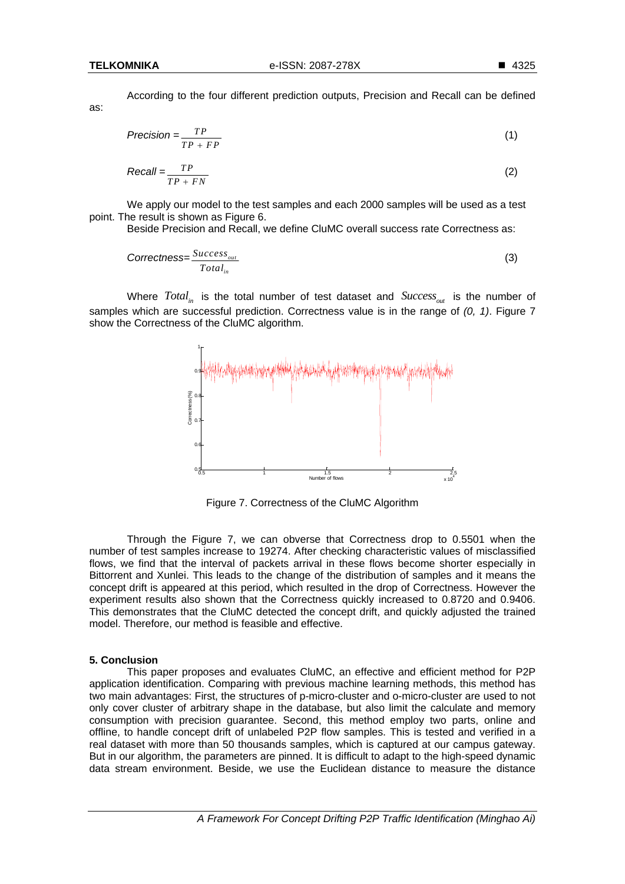According to the four different prediction outputs, Precision and Recall can be defined as:

$$Precision = \frac{TP}{TP + FP} \tag{1}$$

$$Recall = \frac{TP}{TP + FN} \tag{2}$$

We apply our model to the test samples and each 2000 samples will be used as a test point. The result is shown as Figure 6.

Beside Precision and Recall, we define CluMC overall success rate Correctness as:

$$Correctness = \frac{Success_{out}}{Total_{in}} \tag{3}$$

Where $Total_{in}$ is the total number of test dataset and $Success_{out}$ is the number of samples which are successful prediction. Correctness value is in the range of *(0, 1)*. Figure 7 show the Correctness of the CluMC algorithm.

Figure 7. Correctness of the CluMC Algorithm

Through the Figure 7, we can obverse that Correctness drop to 0.5501 when the number of test samples increase to 19274. After checking characteristic values of misclassified flows, we find that the interval of packets arrival in these flows become shorter especially in Bittorrent and Xunlei. This leads to the change of the distribution of samples and it means the concept drift is appeared at this period, which resulted in the drop of Correctness. However the experiment results also shown that the Correctness quickly increased to 0.8720 and 0.9406. This demonstrates that the CluMC detected the concept drift, and quickly adjusted the trained model. Therefore, our method is feasible and effective.

## 5. Conclusion

This paper proposes and evaluates CluMC, an effective and efficient method for P2P application identification. Comparing with previous machine learning methods, this method has two main advantages: First, the structures of p-micro-cluster and o-micro-cluster are used to not only cover cluster of arbitrary shape in the database, but also limit the calculate and memory consumption with precision guarantee. Second, this method employ two parts, online and offline, to handle concept drift of unlabeled P2P flow samples. This is tested and verified in a real dataset with more than 50 thousands samples, which is captured at our campus gateway. But in our algorithm, the parameters are pinned. It is difficult to adapt to the high-speed dynamic data stream environment. Beside, we use the Euclidean distance to measure the distance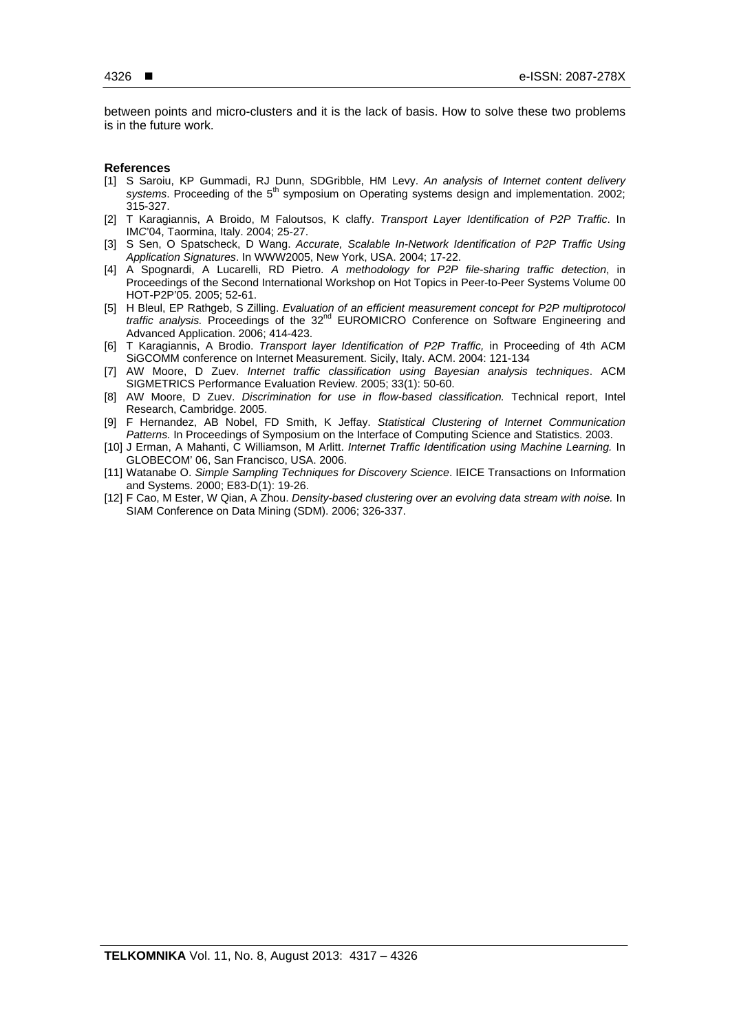between points and micro-clusters and it is the lack of basis. How to solve these two problems is in the future work.

**References**

[1] S Saroiu, KP Gummadi, RJ Dunn, SDGribble, HM Levy. *An analysis of Internet content delivery systems*. Proceeding of the 5th symposium on Operating systems design and implementation. 2002; 315-327.

[2] T Karagiannis, A Broido, M Faloutsos, K claffy. *Transport Layer Identification of P2P Traffic*. In IMC'04, Taormina, Italy. 2004; 25-27.

[3] S Sen, O Spatscheck, D Wang. *Accurate, Scalable In-Network Identification of P2P Traffic Using Application Signatures*. In WWW2005, New York, USA. 2004; 17-22.

[4] A Spognardi, A Lucarelli, RD Pietro. *A methodology for P2P file-sharing traffic detection*, in Proceedings of the Second International Workshop on Hot Topics in Peer-to-Peer Systems Volume 00 HOT-P2P'05. 2005; 52-61.

[5] H Bleul, EP Rathgeb, S Zilling. *Evaluation of an efficient measurement concept for P2P multiprotocol traffic analysis.* Proceedings of the 32nd EUROMICRO Conference on Software Engineering and Advanced Application. 2006; 414-423.

[6] T Karagiannis, A Brodio. *Transport layer Identification of P2P Traffic,* in Proceeding of 4th ACM SiGCOMM conference on Internet Measurement. Sicily, Italy. ACM. 2004: 121-134

[7] AW Moore, D Zuev. *Internet traffic classification using Bayesian analysis techniques*. ACM SIGMETRICS Performance Evaluation Review. 2005; 33(1): 50-60.

[8] AW Moore, D Zuev. *Discrimination for use in flow-based classification.* Technical report, Intel Research, Cambridge. 2005.

[9] F Hernandez, AB Nobel, FD Smith, K Jeffay. *Statistical Clustering of Internet Communication Patterns.* In Proceedings of Symposium on the Interface of Computing Science and Statistics. 2003.

[10] J Erman, A Mahanti, C Williamson, M Arlitt. *Internet Traffic Identification using Machine Learning.* In GLOBECOM' 06, San Francisco, USA. 2006.

[11] Watanabe O. *Simple Sampling Techniques for Discovery Science*. IEICE Transactions on Information and Systems. 2000; E83-D(1): 19-26.

[12] F Cao, M Ester, W Qian, A Zhou. *Density-based clustering over an evolving data stream with noise.* In SIAM Conference on Data Mining (SDM). 2006; 326-337.